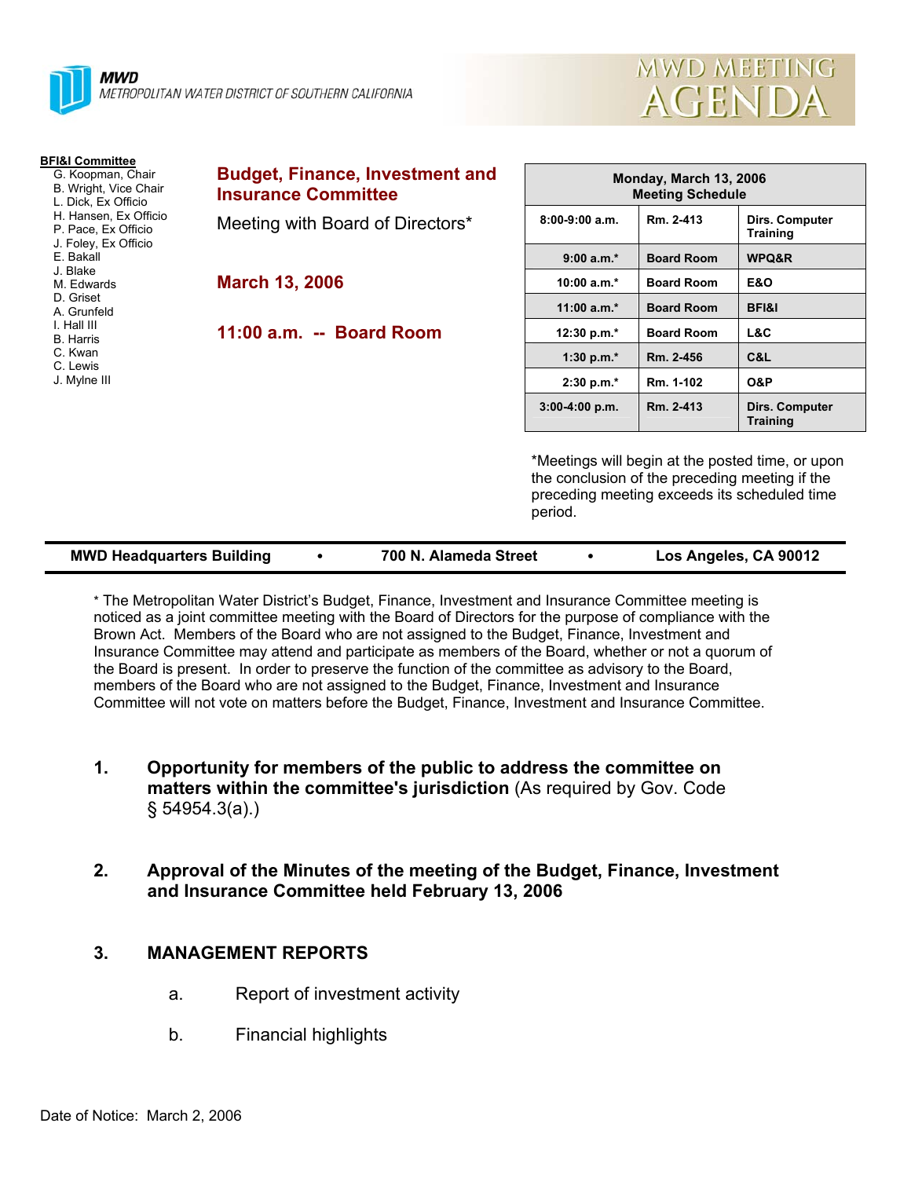**MWD**
METROPOLITAN WATER DISTRICT OF SOUTHERN CALIFORNIA

# MWD MEETING AGENDA

**BFI&I Committee**
- G. Koopman, Chair
- B. Wright, Vice Chair
- L. Dick, Ex Officio
- H. Hansen, Ex Officio
- P. Pace, Ex Officio
- J. Foley, Ex Officio
- E. Bakall
- J. Blake
- M. Edwards
- D. Griset
- A. Grunfeld
- I. Hall III
- B. Harris
- C. Kwan
- C. Lewis
- J. Mylne III

## Budget, Finance, Investment and Insurance Committee

Meeting with Board of Directors*

**March 13, 2006**

**11:00 a.m. -- Board Room**

| Monday, March 13, 2006 Meeting Schedule | | |
|---|---|---|
| 8:00-9:00 a.m. | Rm. 2-413 | Dirs. Computer Training |
| 9:00 a.m.* | Board Room | WPQ&R |
| 10:00 a.m.* | Board Room | E&O |
| 11:00 a.m.* | Board Room | BFI&I |
| 12:30 p.m.* | Board Room | L&C |
| 1:30 p.m.* | Rm. 2-456 | C&L |
| 2:30 p.m.* | Rm. 1-102 | O&P |
| 3:00-4:00 p.m. | Rm. 2-413 | Dirs. Computer Training |

*Meetings will begin at the posted time, or upon the conclusion of the preceding meeting if the preceding meeting exceeds its scheduled time period.

**MWD Headquarters Building • 700 N. Alameda Street • Los Angeles, CA 90012**

* The Metropolitan Water District's Budget, Finance, Investment and Insurance Committee meeting is noticed as a joint committee meeting with the Board of Directors for the purpose of compliance with the Brown Act. Members of the Board who are not assigned to the Budget, Finance, Investment and Insurance Committee may attend and participate as members of the Board, whether or not a quorum of the Board is present. In order to preserve the function of the committee as advisory to the Board, members of the Board who are not assigned to the Budget, Finance, Investment and Insurance Committee will not vote on matters before the Budget, Finance, Investment and Insurance Committee.

1. **Opportunity for members of the public to address the committee on matters within the committee's jurisdiction** (As required by Gov. Code § 54954.3(a).)

2. **Approval of the Minutes of the meeting of the Budget, Finance, Investment and Insurance Committee held February 13, 2006**

3. **MANAGEMENT REPORTS**

   a. Report of investment activity

   b. Financial highlights

Date of Notice: March 2, 2006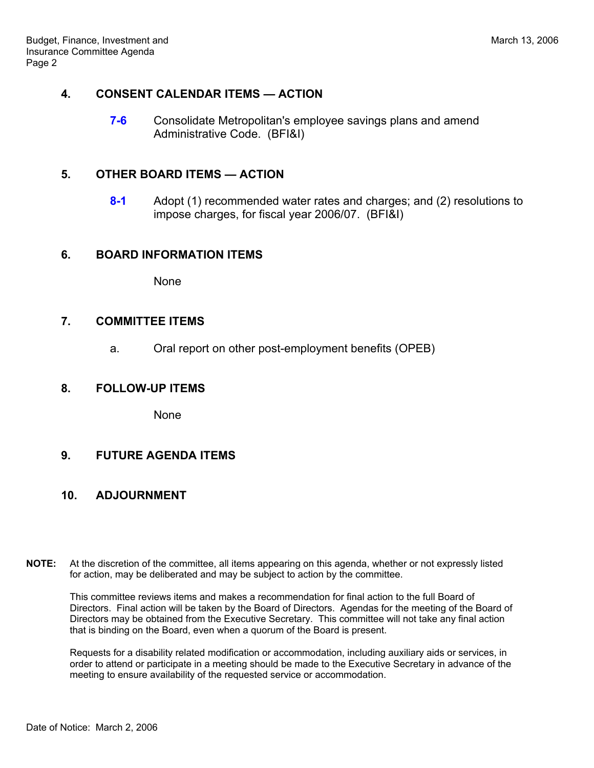## 4. CONSENT CALENDAR ITEMS — ACTION

**7-6** Consolidate Metropolitan's employee savings plans and amend Administrative Code. (BFI&I)

## 5. OTHER BOARD ITEMS — ACTION

**8-1** Adopt (1) recommended water rates and charges; and (2) resolutions to impose charges, for fiscal year 2006/07. (BFI&I)

## 6. BOARD INFORMATION ITEMS

None

## 7. COMMITTEE ITEMS

a. Oral report on other post-employment benefits (OPEB)

## 8. FOLLOW-UP ITEMS

None

## 9. FUTURE AGENDA ITEMS

## 10. ADJOURNMENT

**NOTE:** At the discretion of the committee, all items appearing on this agenda, whether or not expressly listed for action, may be deliberated and may be subject to action by the committee.

This committee reviews items and makes a recommendation for final action to the full Board of Directors. Final action will be taken by the Board of Directors. Agendas for the meeting of the Board of Directors may be obtained from the Executive Secretary. This committee will not take any final action that is binding on the Board, even when a quorum of the Board is present.

Requests for a disability related modification or accommodation, including auxiliary aids or services, in order to attend or participate in a meeting should be made to the Executive Secretary in advance of the meeting to ensure availability of the requested service or accommodation.

Date of Notice: March 2, 2006